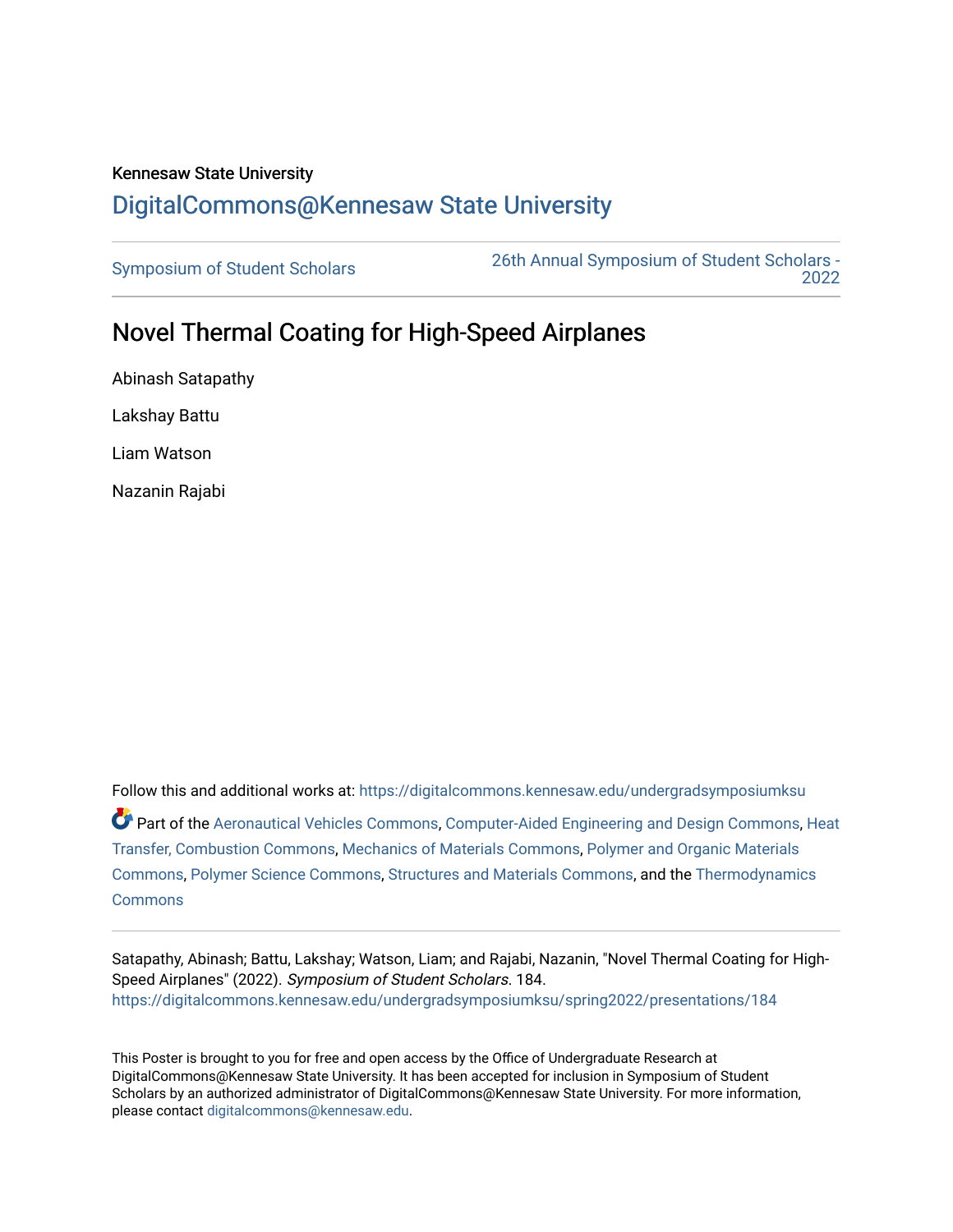Kennesaw State University

# DigitalCommons@Kennesaw State University

Symposium of Student Scholars | 26th Annual Symposium of Student Scholars - 2022

## Novel Thermal Coating for High-Speed Airplanes

Abinash Satapathy

Lakshay Battu

Liam Watson

Nazanin Rajabi

Follow this and additional works at: https://digitalcommons.kennesaw.edu/undergradsymposiumksu

Part of the Aeronautical Vehicles Commons, Computer-Aided Engineering and Design Commons, Heat Transfer, Combustion Commons, Mechanics of Materials Commons, Polymer and Organic Materials Commons, Polymer Science Commons, Structures and Materials Commons, and the Thermodynamics Commons

Satapathy, Abinash; Battu, Lakshay; Watson, Liam; and Rajabi, Nazanin, "Novel Thermal Coating for High-Speed Airplanes" (2022). *Symposium of Student Scholars*. 184.
https://digitalcommons.kennesaw.edu/undergradsymposiumksu/spring2022/presentations/184

This Poster is brought to you for free and open access by the Office of Undergraduate Research at DigitalCommons@Kennesaw State University. It has been accepted for inclusion in Symposium of Student Scholars by an authorized administrator of DigitalCommons@Kennesaw State University. For more information, please contact digitalcommons@kennesaw.edu.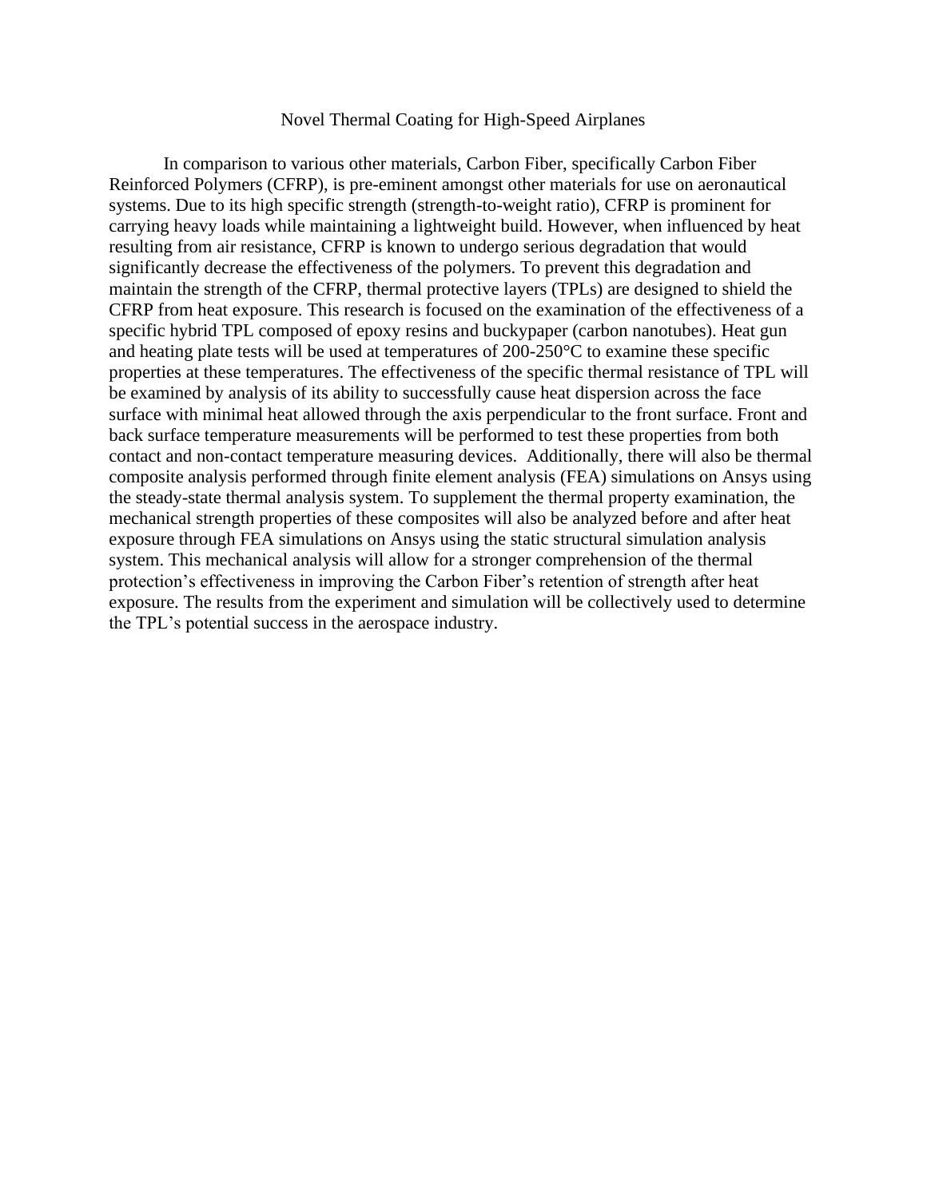# Novel Thermal Coating for High-Speed Airplanes

In comparison to various other materials, Carbon Fiber, specifically Carbon Fiber Reinforced Polymers (CFRP), is pre-eminent amongst other materials for use on aeronautical systems. Due to its high specific strength (strength-to-weight ratio), CFRP is prominent for carrying heavy loads while maintaining a lightweight build. However, when influenced by heat resulting from air resistance, CFRP is known to undergo serious degradation that would significantly decrease the effectiveness of the polymers. To prevent this degradation and maintain the strength of the CFRP, thermal protective layers (TPLs) are designed to shield the CFRP from heat exposure. This research is focused on the examination of the effectiveness of a specific hybrid TPL composed of epoxy resins and buckypaper (carbon nanotubes). Heat gun and heating plate tests will be used at temperatures of 200-250°C to examine these specific properties at these temperatures. The effectiveness of the specific thermal resistance of TPL will be examined by analysis of its ability to successfully cause heat dispersion across the face surface with minimal heat allowed through the axis perpendicular to the front surface. Front and back surface temperature measurements will be performed to test these properties from both contact and non-contact temperature measuring devices. Additionally, there will also be thermal composite analysis performed through finite element analysis (FEA) simulations on Ansys using the steady-state thermal analysis system. To supplement the thermal property examination, the mechanical strength properties of these composites will also be analyzed before and after heat exposure through FEA simulations on Ansys using the static structural simulation analysis system. This mechanical analysis will allow for a stronger comprehension of the thermal protection's effectiveness in improving the Carbon Fiber's retention of strength after heat exposure. The results from the experiment and simulation will be collectively used to determine the TPL's potential success in the aerospace industry.